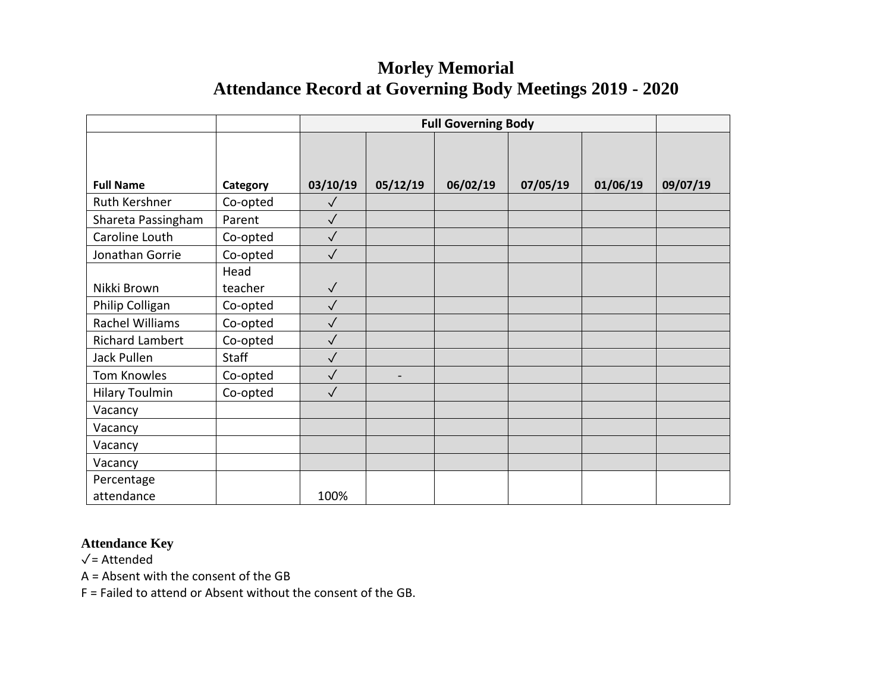# Morley Memorial
# Attendance Record at Governing Body Meetings 2019 - 2020

| | | Full Governing Body | | | | | |
|---|---|---|---|---|---|---|---|
| **Full Name** | **Category** | **03/10/19** | **05/12/19** | **06/02/19** | **07/05/19** | **01/06/19** | **09/07/19** |
| Ruth Kershner | Co-opted | ✓ | | | | | |
| Shareta Passingham | Parent | ✓ | | | | | |
| Caroline Louth | Co-opted | ✓ | | | | | |
| Jonathan Gorrie | Co-opted | ✓ | | | | | |
| Nikki Brown | Head teacher | ✓ | | | | | |
| Philip Colligan | Co-opted | ✓ | | | | | |
| Rachel Williams | Co-opted | ✓ | | | | | |
| Richard Lambert | Co-opted | ✓ | | | | | |
| Jack Pullen | Staff | ✓ | | | | | |
| Tom Knowles | Co-opted | ✓ | - | | | | |
| Hilary Toulmin | Co-opted | ✓ | | | | | |
| Vacancy | | | | | | | |
| Vacancy | | | | | | | |
| Vacancy | | | | | | | |
| Vacancy | | | | | | | |
| Percentage attendance | | 100% | | | | | |

**Attendance Key**

✓= Attended

A = Absent with the consent of the GB

F = Failed to attend or Absent without the consent of the GB.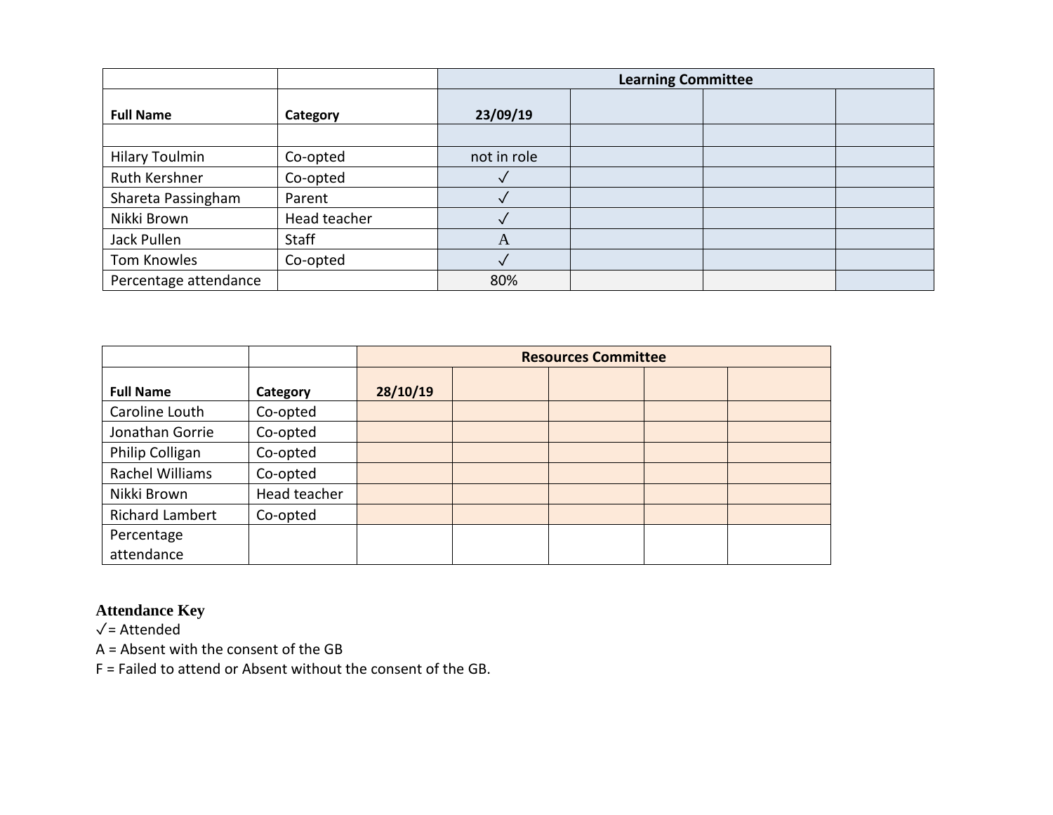| | | Learning Committee | | | |
|---|---|---|---|---|---|
| **Full Name** | **Category** | **23/09/19** | | | |
| | | | | | |
| Hilary Toulmin | Co-opted | not in role | | | |
| Ruth Kershner | Co-opted | ✓ | | | |
| Shareta Passingham | Parent | ✓ | | | |
| Nikki Brown | Head teacher | ✓ | | | |
| Jack Pullen | Staff | A | | | |
| Tom Knowles | Co-opted | ✓ | | | |
| Percentage attendance | | 80% | | | |

| | | Resources Committee | | | | |
|---|---|---|---|---|---|---|
| **Full Name** | **Category** | **28/10/19** | | | | |
| Caroline Louth | Co-opted | | | | | |
| Jonathan Gorrie | Co-opted | | | | | |
| Philip Colligan | Co-opted | | | | | |
| Rachel Williams | Co-opted | | | | | |
| Nikki Brown | Head teacher | | | | | |
| Richard Lambert | Co-opted | | | | | |
| Percentage attendance | | | | | | |

**Attendance Key**

✓= Attended

A = Absent with the consent of the GB

F = Failed to attend or Absent without the consent of the GB.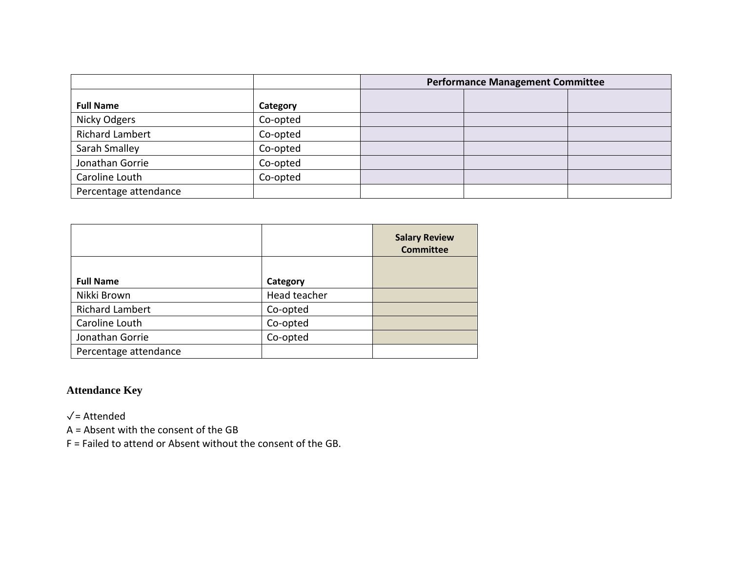| | | Performance Management Committee | | |
|---|---|---|---|---|
| **Full Name** | **Category** | | | |
| Nicky Odgers | Co-opted | | | |
| Richard Lambert | Co-opted | | | |
| Sarah Smalley | Co-opted | | | |
| Jonathan Gorrie | Co-opted | | | |
| Caroline Louth | Co-opted | | | |
| Percentage attendance | | | | |

| | | Salary Review Committee |
|---|---|---|
| **Full Name** | **Category** | |
| Nikki Brown | Head teacher | |
| Richard Lambert | Co-opted | |
| Caroline Louth | Co-opted | |
| Jonathan Gorrie | Co-opted | |
| Percentage attendance | | |

**Attendance Key**

✓= Attended
A = Absent with the consent of the GB
F = Failed to attend or Absent without the consent of the GB.